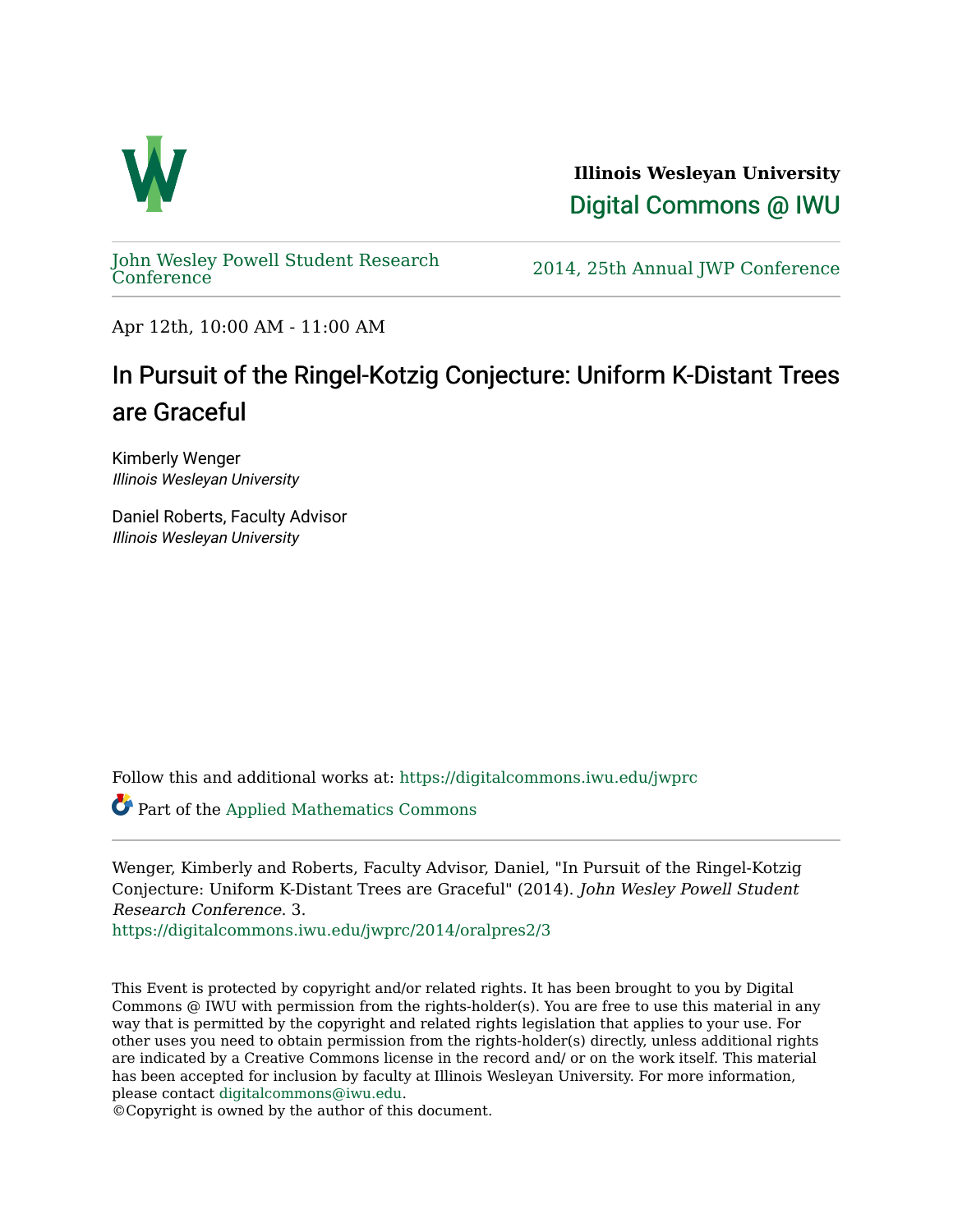**Illinois Wesleyan University**

Digital Commons @ IWU

John Wesley Powell Student Research Conference

2014, 25th Annual JWP Conference

Apr 12th, 10:00 AM - 11:00 AM

# In Pursuit of the Ringel-Kotzig Conjecture: Uniform K-Distant Trees are Graceful

Kimberly Wenger
*Illinois Wesleyan University*

Daniel Roberts, Faculty Advisor
*Illinois Wesleyan University*

Follow this and additional works at: https://digitalcommons.iwu.edu/jwprc

Part of the Applied Mathematics Commons

Wenger, Kimberly and Roberts, Faculty Advisor, Daniel, "In Pursuit of the Ringel-Kotzig Conjecture: Uniform K-Distant Trees are Graceful" (2014). *John Wesley Powell Student Research Conference*. 3.
https://digitalcommons.iwu.edu/jwprc/2014/oralpres2/3

This Event is protected by copyright and/or related rights. It has been brought to you by Digital Commons @ IWU with permission from the rights-holder(s). You are free to use this material in any way that is permitted by the copyright and related rights legislation that applies to your use. For other uses you need to obtain permission from the rights-holder(s) directly, unless additional rights are indicated by a Creative Commons license in the record and/ or on the work itself. This material has been accepted for inclusion by faculty at Illinois Wesleyan University. For more information, please contact digitalcommons@iwu.edu.
©Copyright is owned by the author of this document.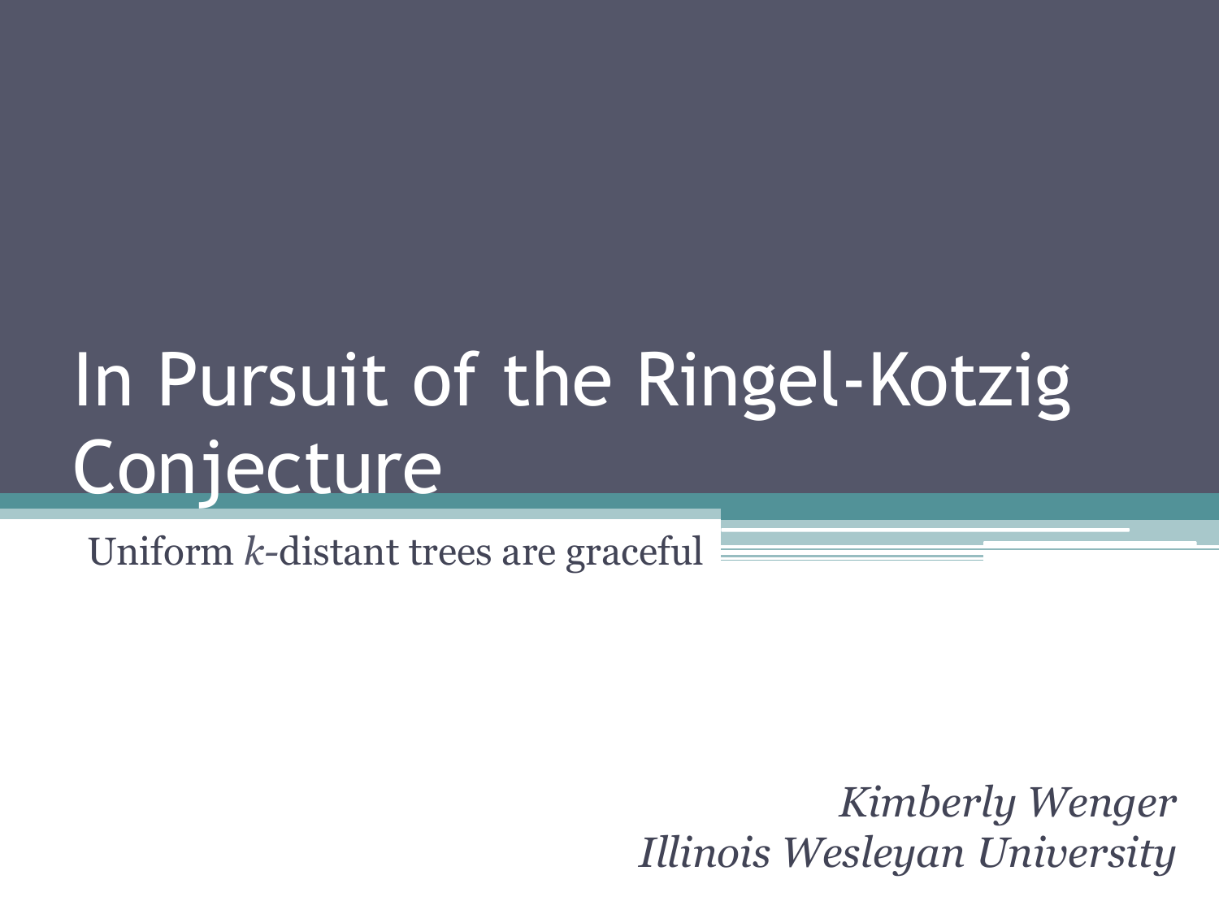# In Pursuit of the Ringel-Kotzig Conjecture

Uniform $k$-distant trees are graceful

*Kimberly Wenger*
*Illinois Wesleyan University*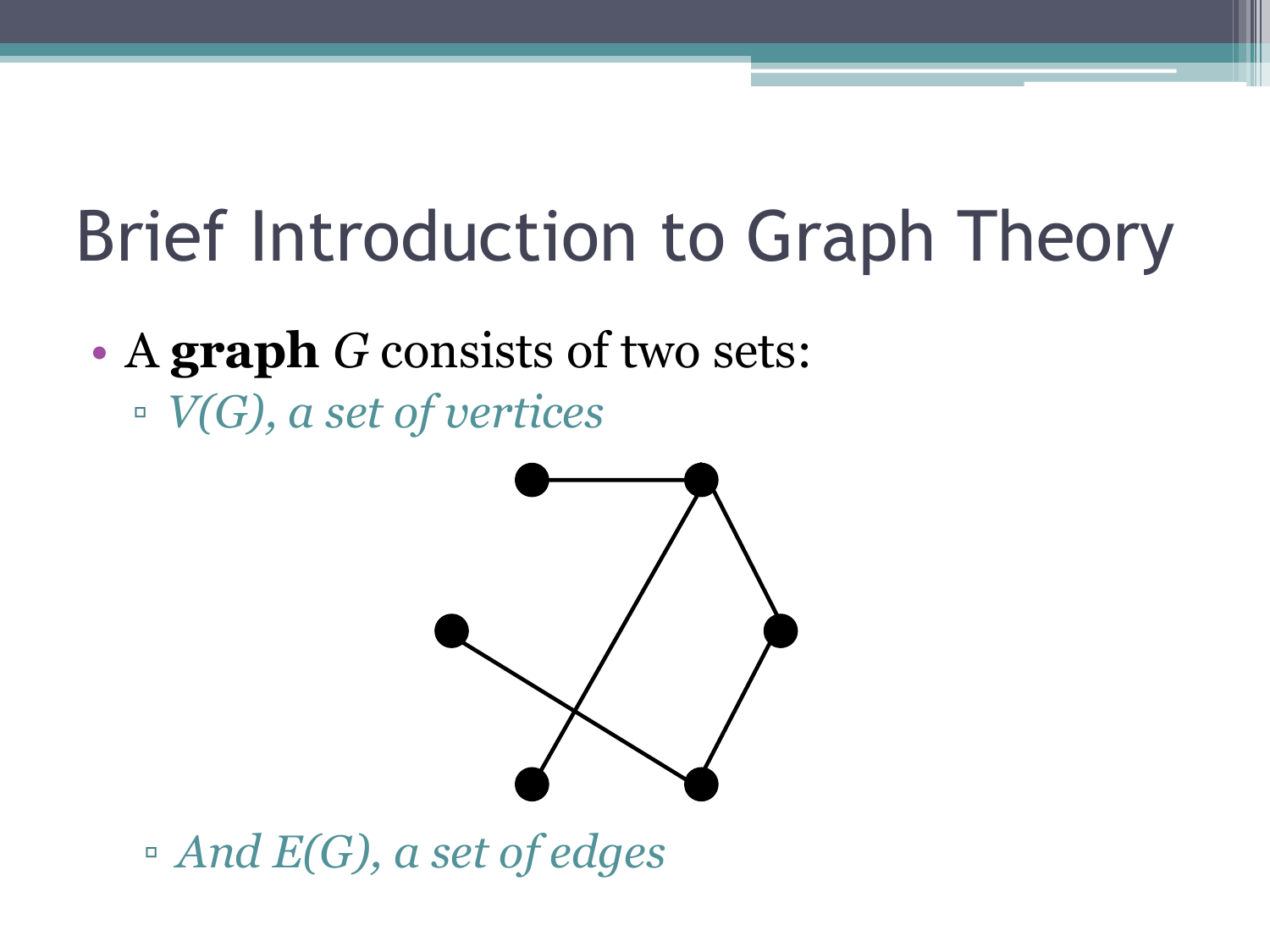# Brief Introduction to Graph Theory

- A **graph** *G* consists of two sets:
  - *V(G), a set of vertices*
  - *And E(G), a set of edges*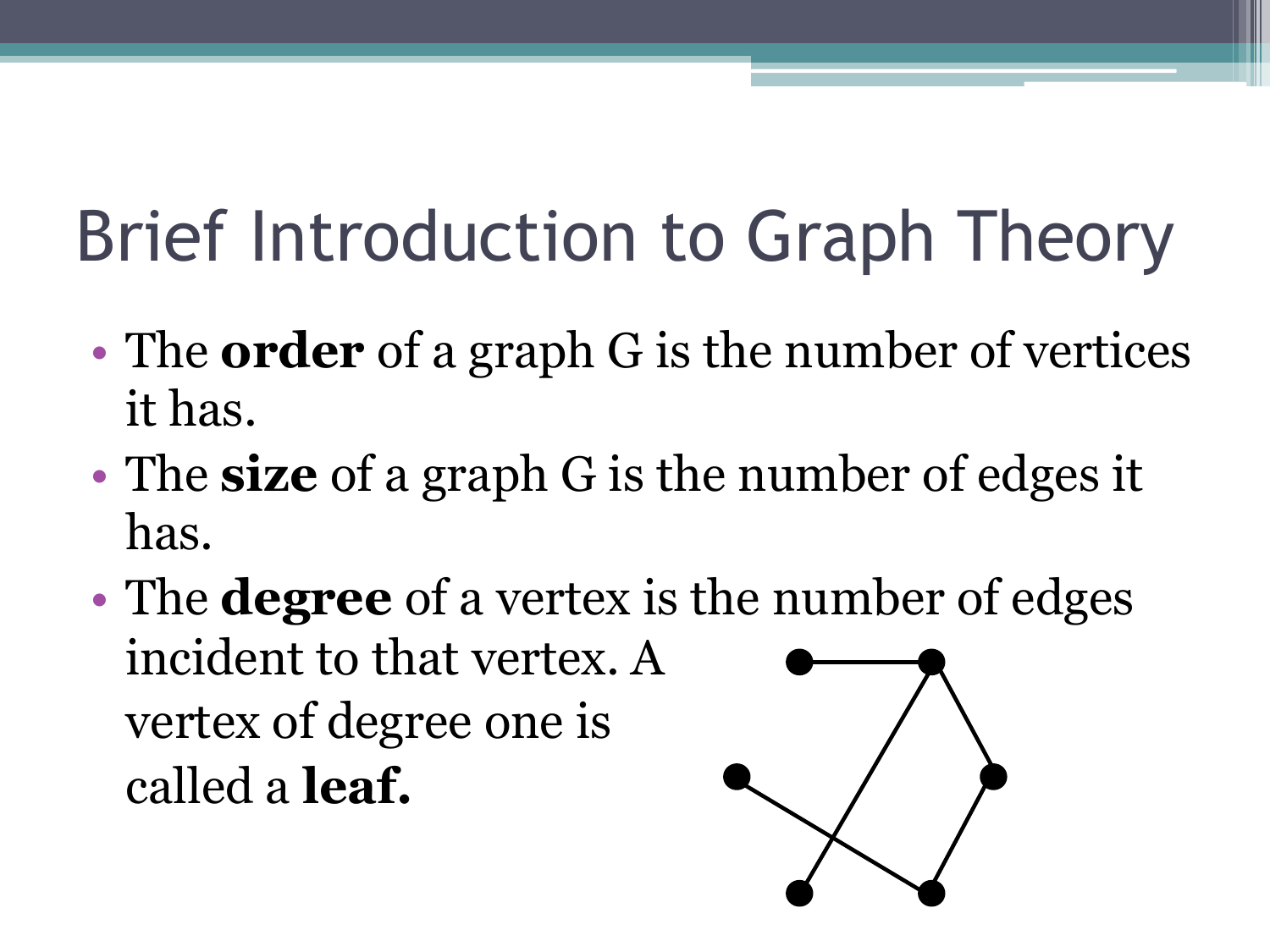# Brief Introduction to Graph Theory

- The **order** of a graph G is the number of vertices it has.
- The **size** of a graph G is the number of edges it has.
- The **degree** of a vertex is the number of edges incident to that vertex. A vertex of degree one is called a **leaf.**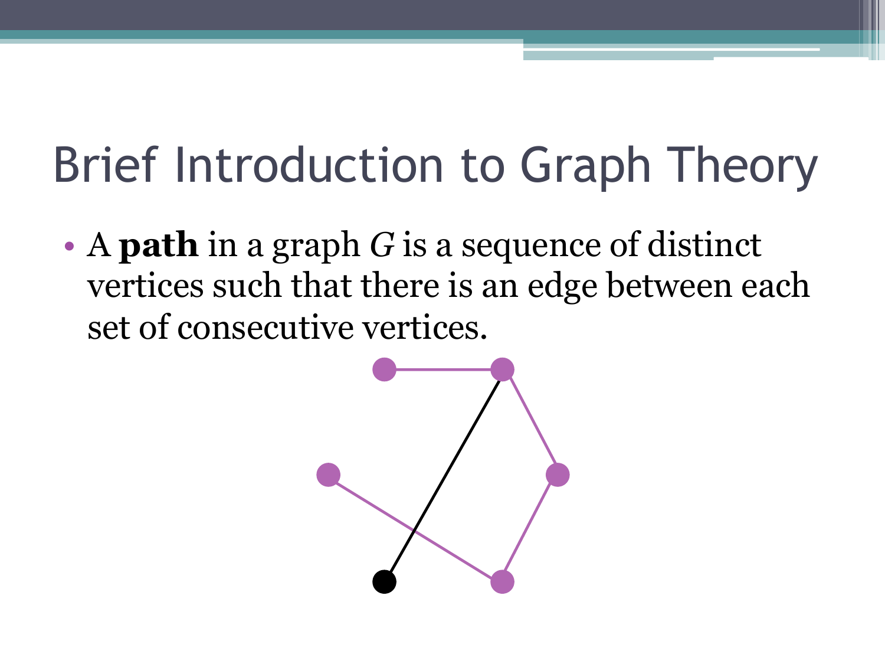# Brief Introduction to Graph Theory

- A **path** in a graph $G$ is a sequence of distinct vertices such that there is an edge between each set of consecutive vertices.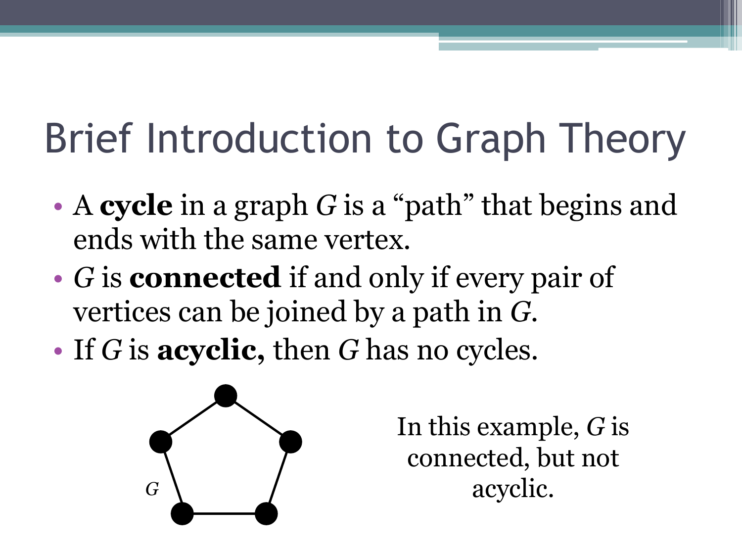# Brief Introduction to Graph Theory

- A **cycle** in a graph *G* is a "path" that begins and ends with the same vertex.
- *G* is **connected** if and only if every pair of vertices can be joined by a path in *G*.
- If *G* is **acyclic,** then *G* has no cycles.

*G*

In this example, *G* is connected, but not acyclic.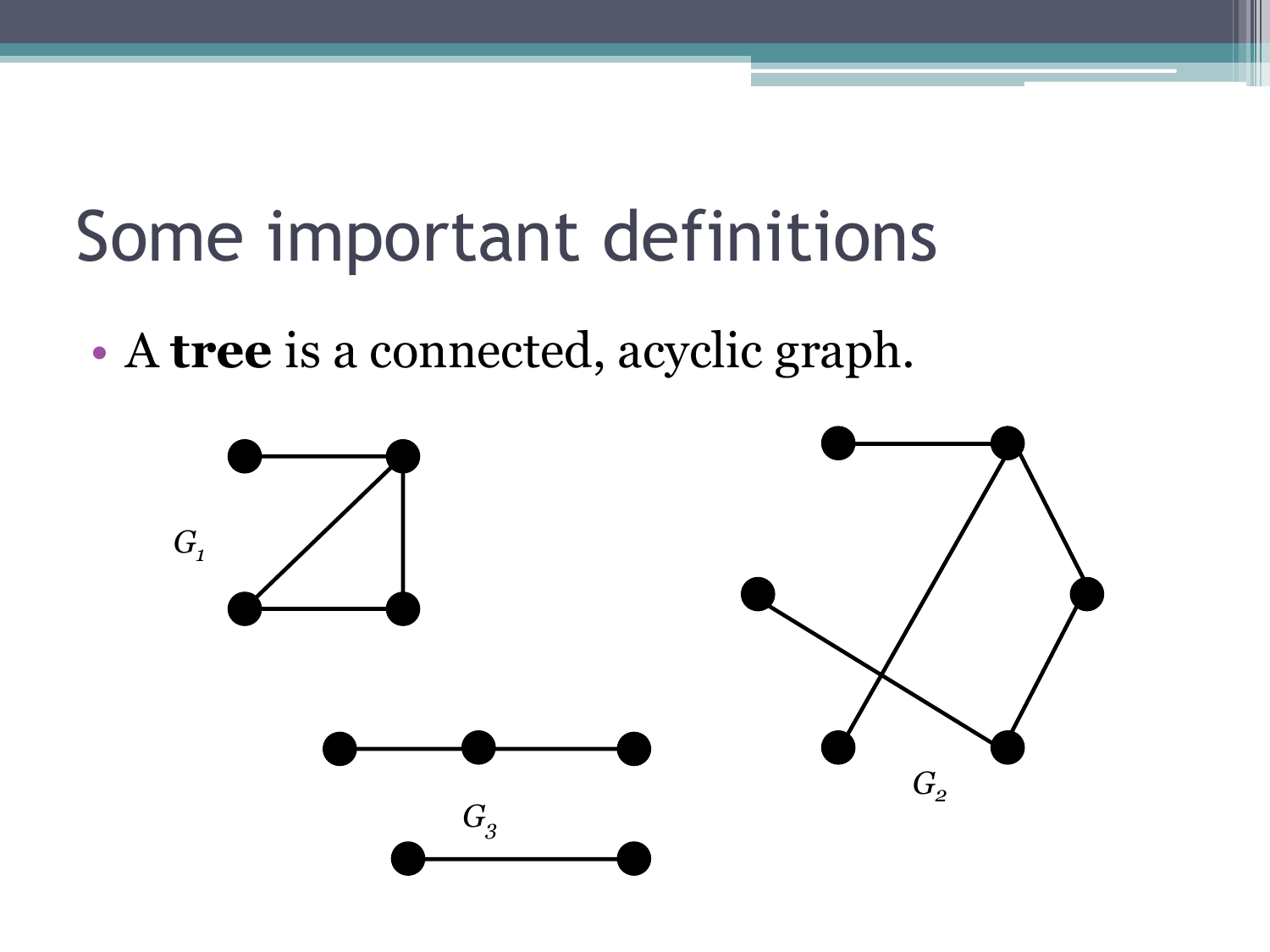# Some important definitions

- A **tree** is a connected, acyclic graph.

$G_1$

$G_2$

$G_3$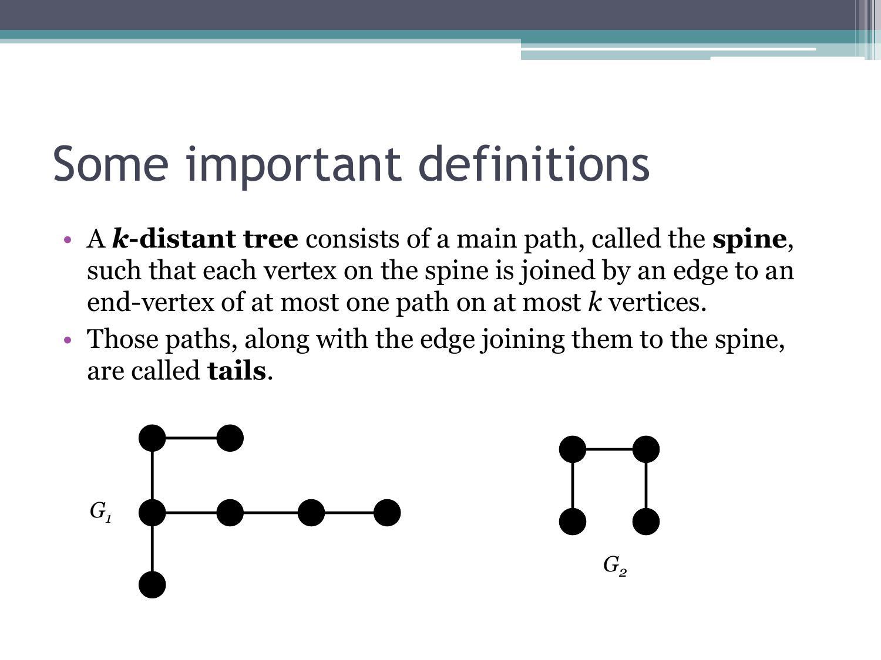# Some important definitions

- A ***k*-distant tree** consists of a main path, called the **spine**, such that each vertex on the spine is joined by an edge to an end-vertex of at most one path on at most *k* vertices.
- Those paths, along with the edge joining them to the spine, are called **tails**.

$G_1$

$G_2$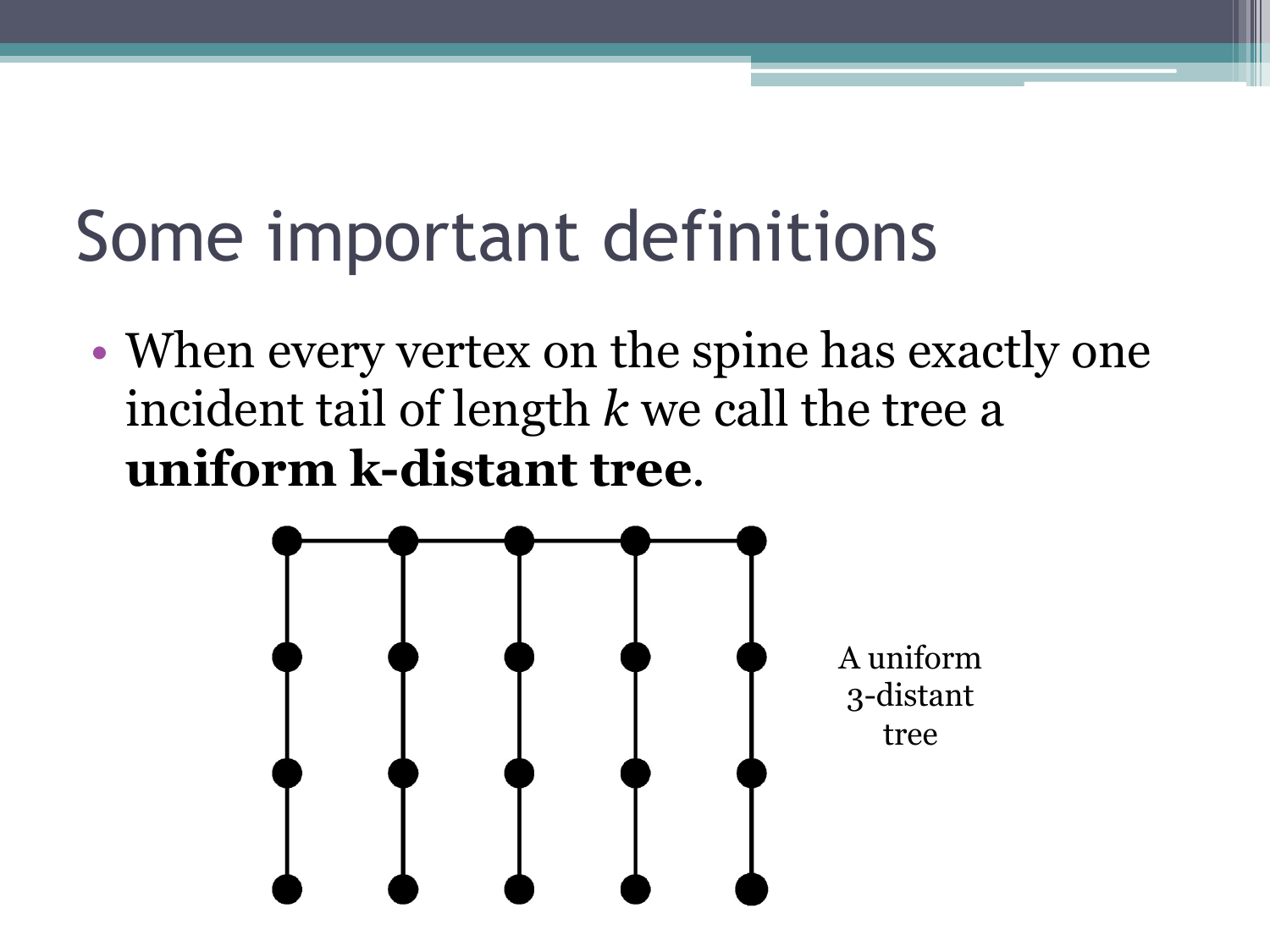# Some important definitions

- When every vertex on the spine has exactly one incident tail of length $k$ we call the tree a **uniform k-distant tree**.

A uniform 3-distant tree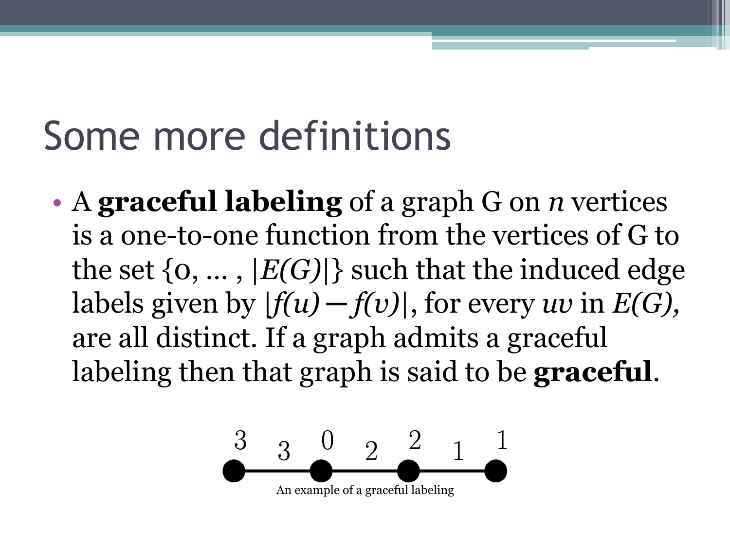# Some more definitions

- A **graceful labeling** of a graph G on $n$ vertices is a one-to-one function from the vertices of G to the set $\{0, \ldots, |E(G)|\}$ such that the induced edge labels given by $|f(u) - f(v)|$, for every $uv$ in $E(G)$, are all distinct. If a graph admits a graceful labeling then that graph is said to be **graceful**.

An example of a graceful labeling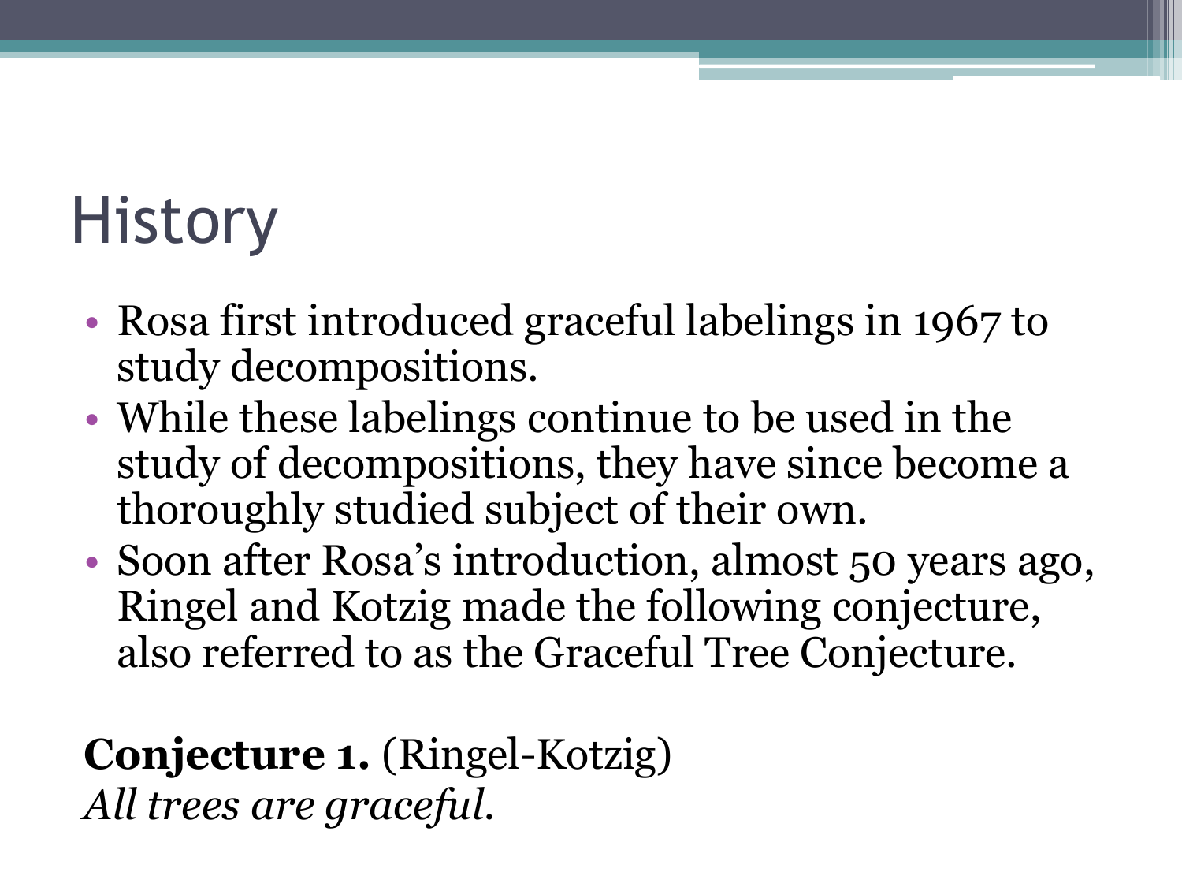# History

- Rosa first introduced graceful labelings in 1967 to study decompositions.
- While these labelings continue to be used in the study of decompositions, they have since become a thoroughly studied subject of their own.
- Soon after Rosa's introduction, almost 50 years ago, Ringel and Kotzig made the following conjecture, also referred to as the Graceful Tree Conjecture.

**Conjecture 1.** (Ringel-Kotzig)
*All trees are graceful.*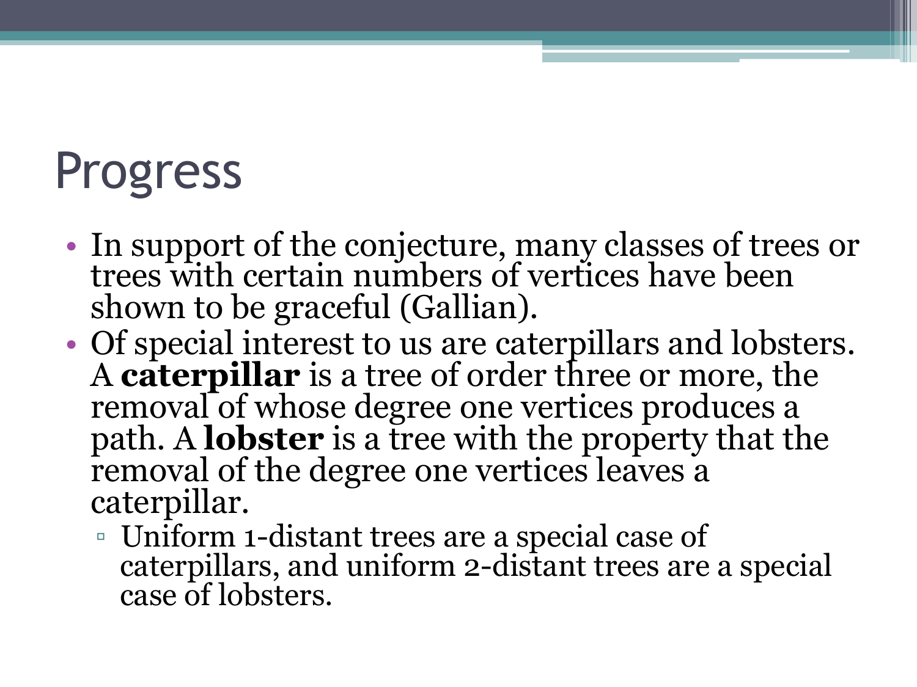# Progress

- In support of the conjecture, many classes of trees or trees with certain numbers of vertices have been shown to be graceful (Gallian).
- Of special interest to us are caterpillars and lobsters. A **caterpillar** is a tree of order three or more, the removal of whose degree one vertices produces a path. A **lobster** is a tree with the property that the removal of the degree one vertices leaves a caterpillar.
  - Uniform 1-distant trees are a special case of caterpillars, and uniform 2-distant trees are a special case of lobsters.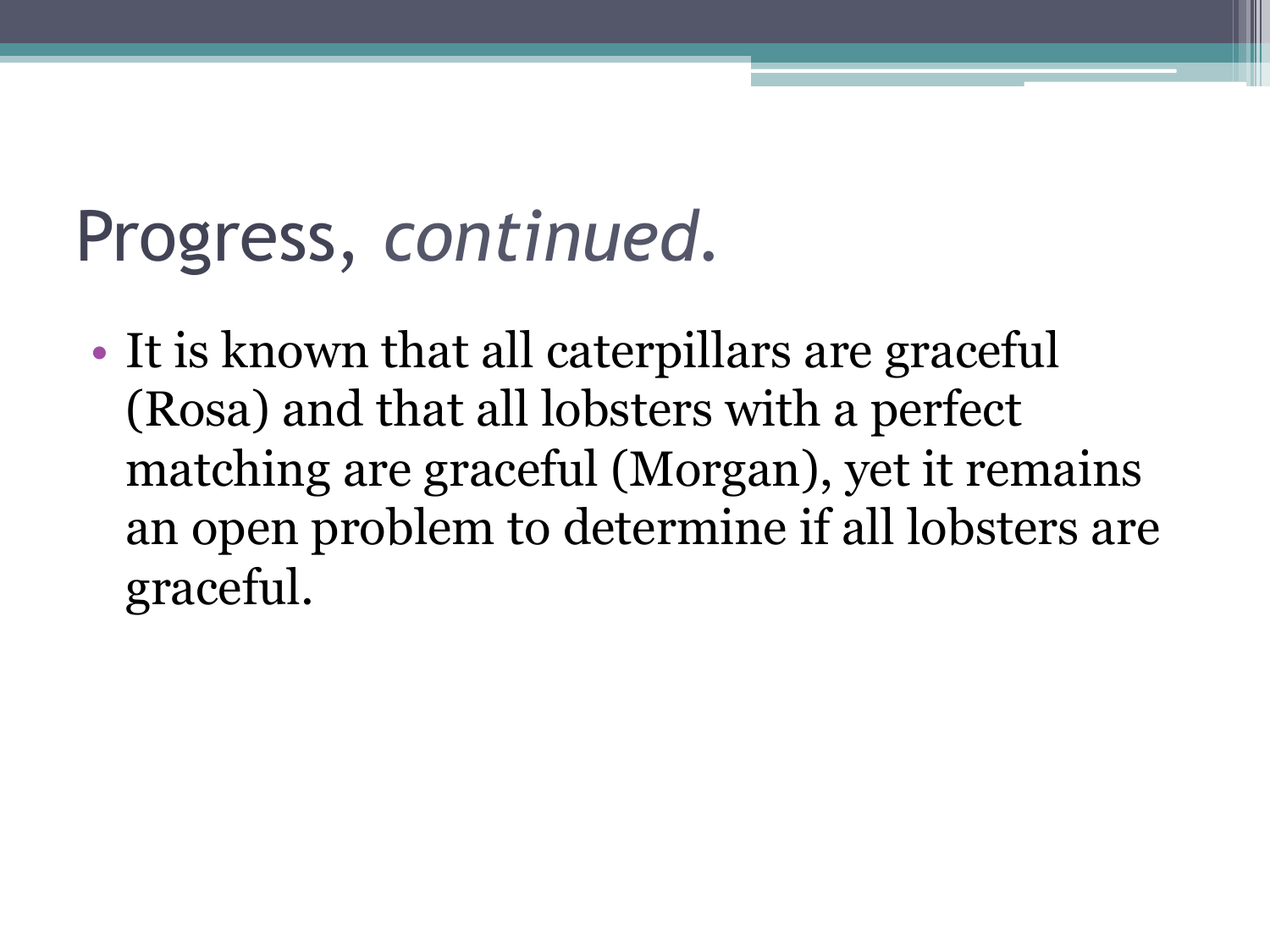# Progress, *continued*.

- It is known that all caterpillars are graceful (Rosa) and that all lobsters with a perfect matching are graceful (Morgan), yet it remains an open problem to determine if all lobsters are graceful.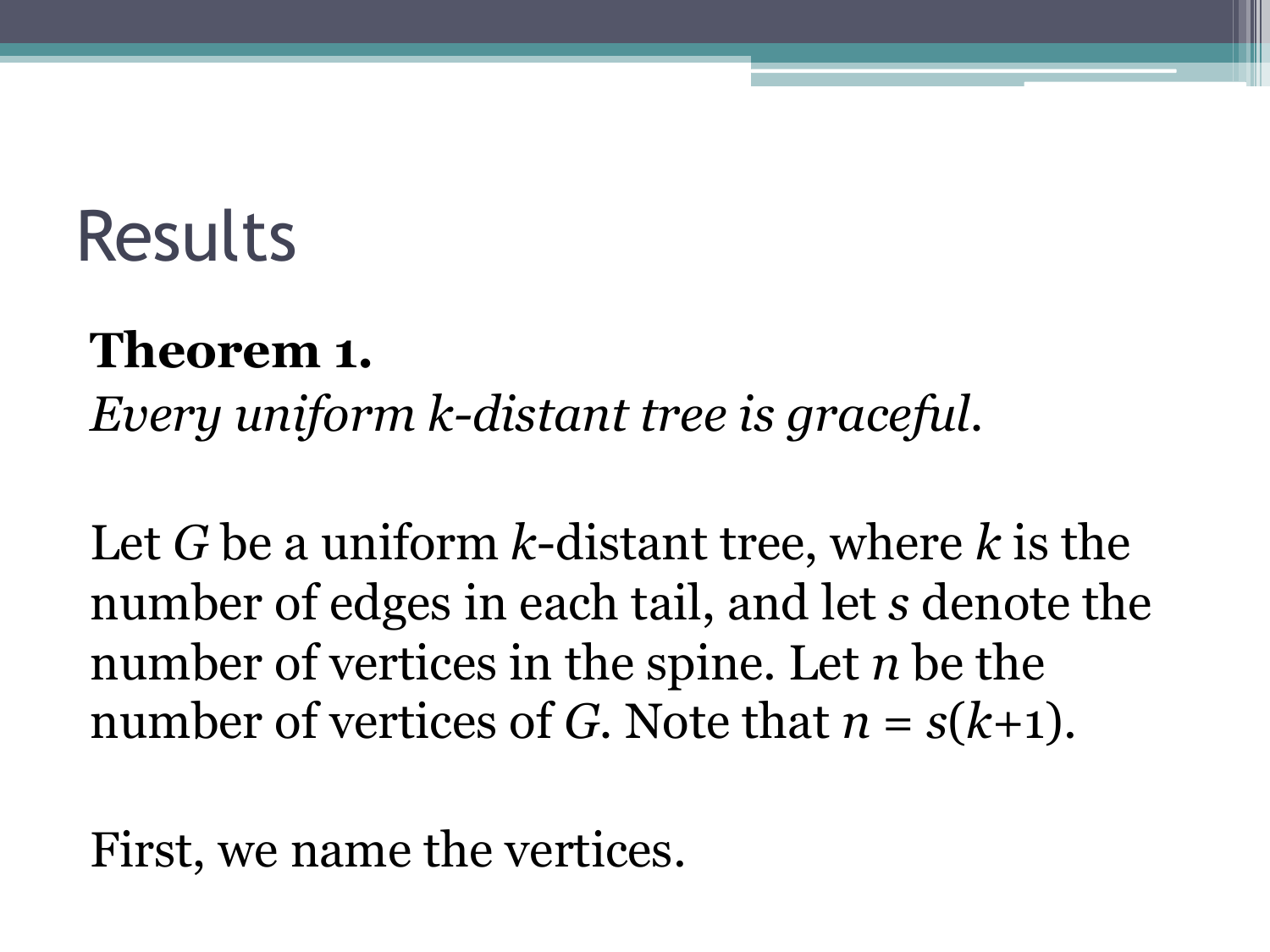# Results

**Theorem 1.**
*Every uniform k-distant tree is graceful.*

Let $G$ be a uniform $k$-distant tree, where $k$ is the number of edges in each tail, and let $s$ denote the number of vertices in the spine. Let $n$ be the number of vertices of $G$. Note that $n = s(k+1)$.

First, we name the vertices.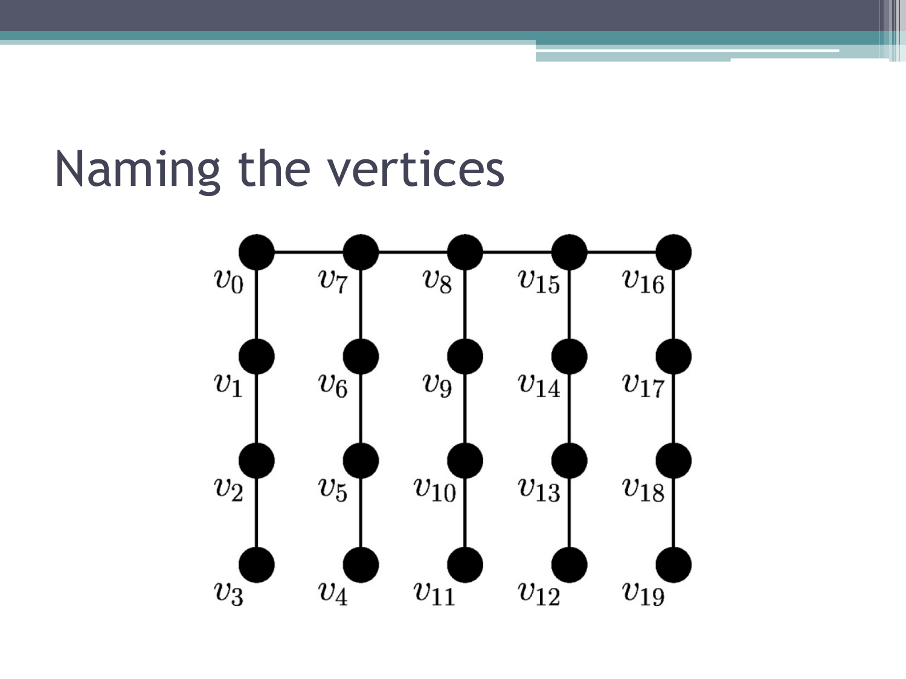# Naming the vertices

$v_0$ $v_7$ $v_8$ $v_{15}$ $v_{16}$

$v_1$ $v_6$ $v_9$ $v_{14}$ $v_{17}$

$v_2$ $v_5$ $v_{10}$ $v_{13}$ $v_{18}$

$v_3$ $v_4$ $v_{11}$ $v_{12}$ $v_{19}$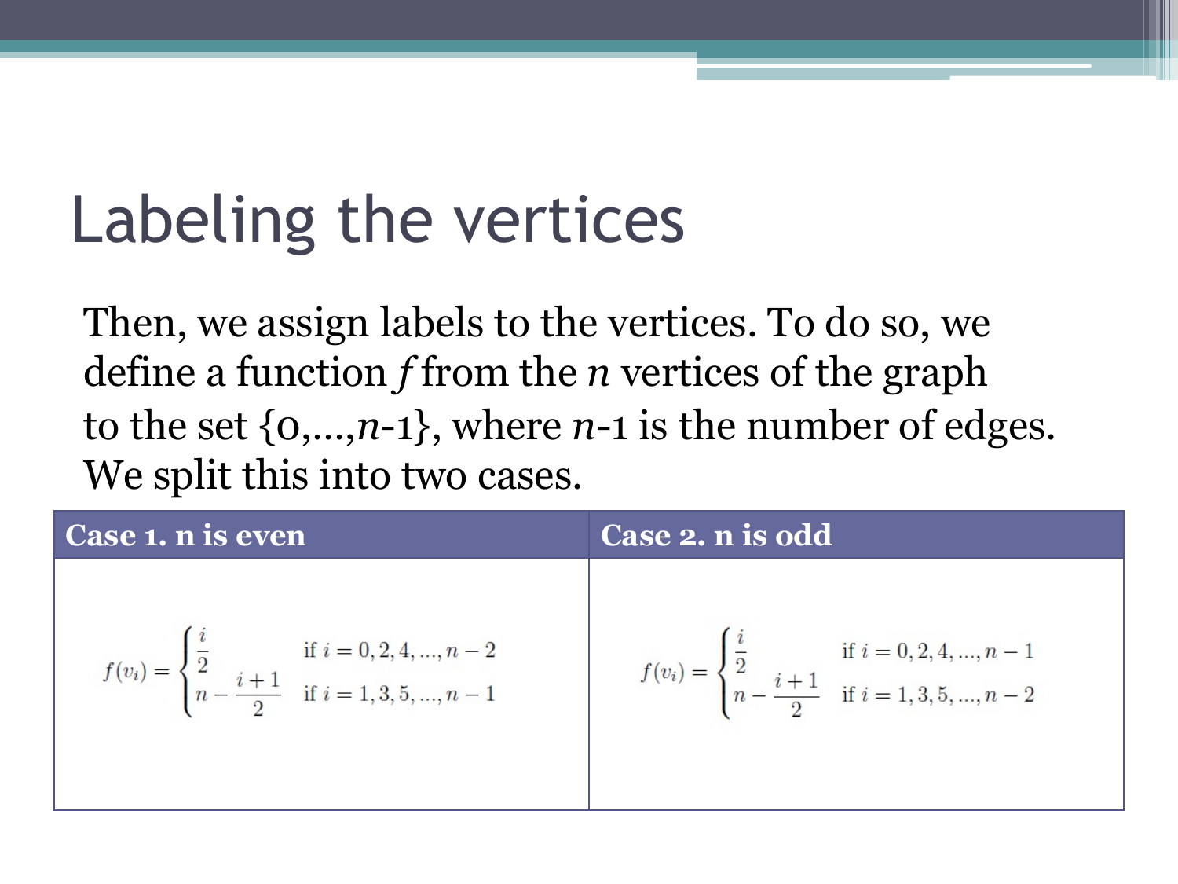# Labeling the vertices

Then, we assign labels to the vertices. To do so, we define a function $f$ from the $n$ vertices of the graph to the set $\{0,\ldots,n\text{-}1\}$, where $n$-1 is the number of edges. We split this into two cases.

| **Case 1. n is even** | **Case 2. n is odd** |
| --- | --- |
| $f(v_i) = \begin{cases} \frac{i}{2} & \text{if } i = 0, 2, 4, \ldots, n-2 \\ n - \frac{i+1}{2} & \text{if } i = 1, 3, 5, \ldots, n-1 \end{cases}$ | $f(v_i) = \begin{cases} \frac{i}{2} & \text{if } i = 0, 2, 4, \ldots, n-1 \\ n - \frac{i+1}{2} & \text{if } i = 1, 3, 5, \ldots, n-2 \end{cases}$ |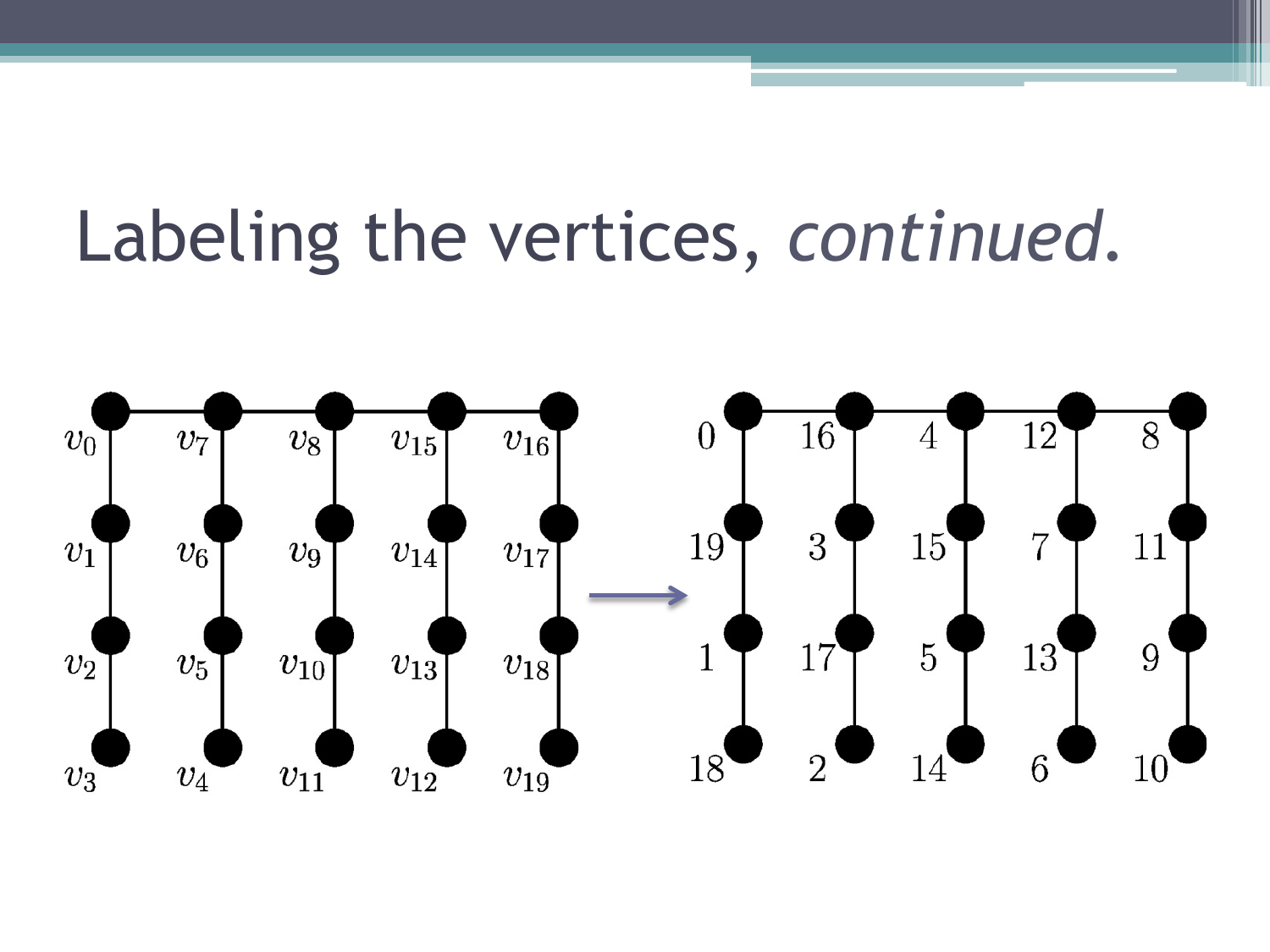# Labeling the vertices, *continued*.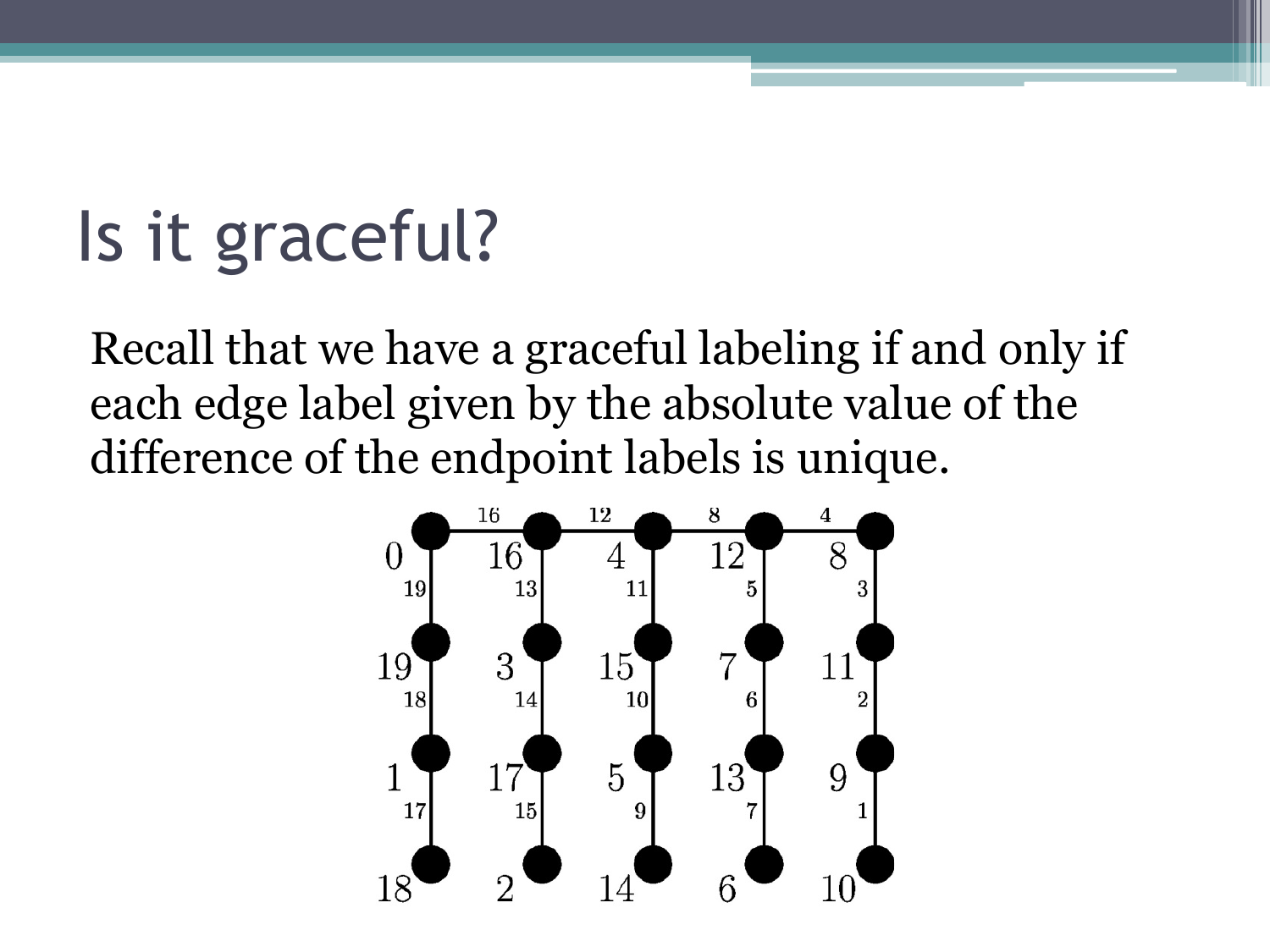# Is it graceful?

Recall that we have a graceful labeling if and only if each edge label given by the absolute value of the difference of the endpoint labels is unique.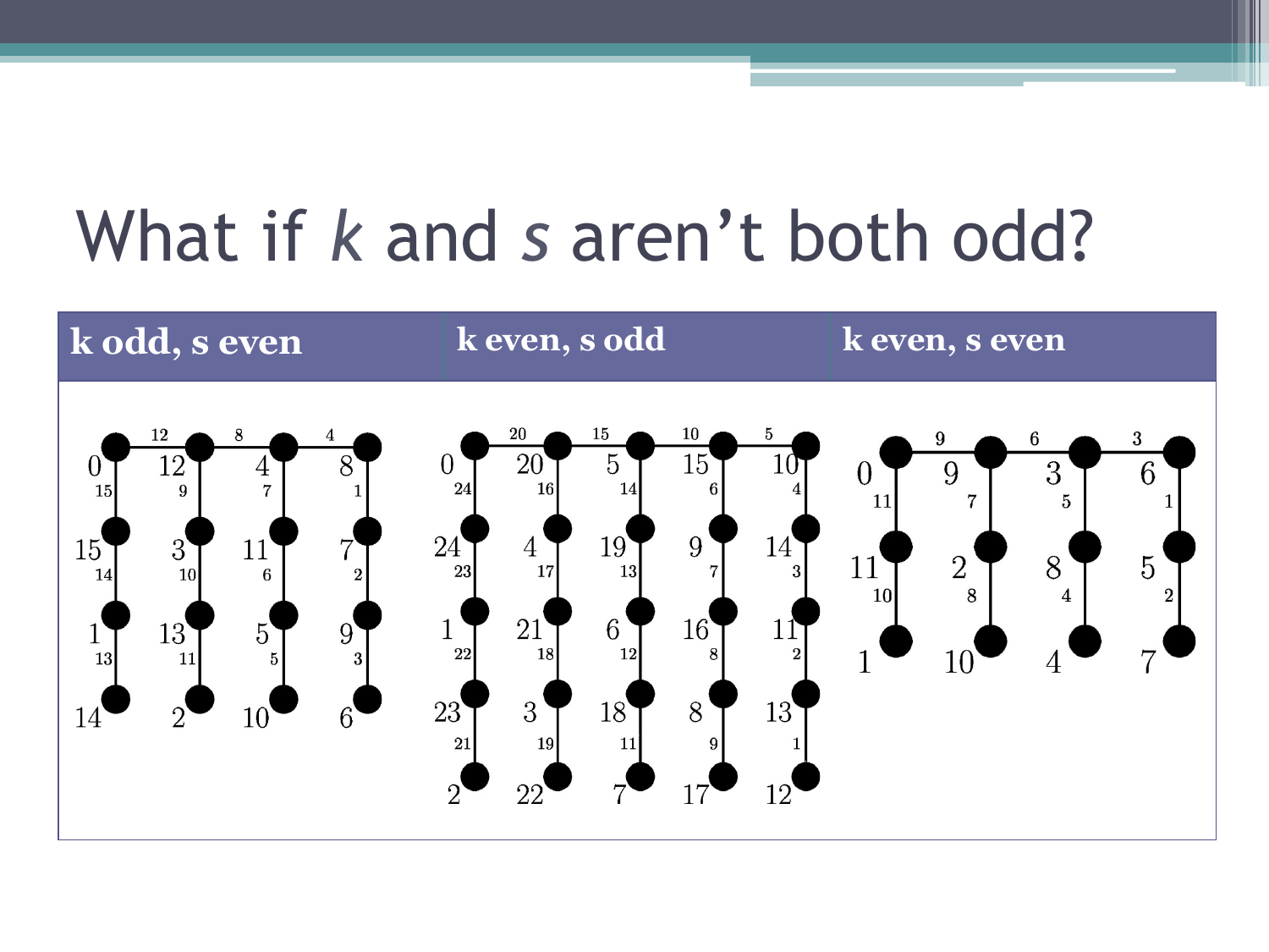# What if *k* and *s* aren't both odd?

| k odd, s even | k even, s odd | k even, s even |
| --- | --- | --- |
| | | |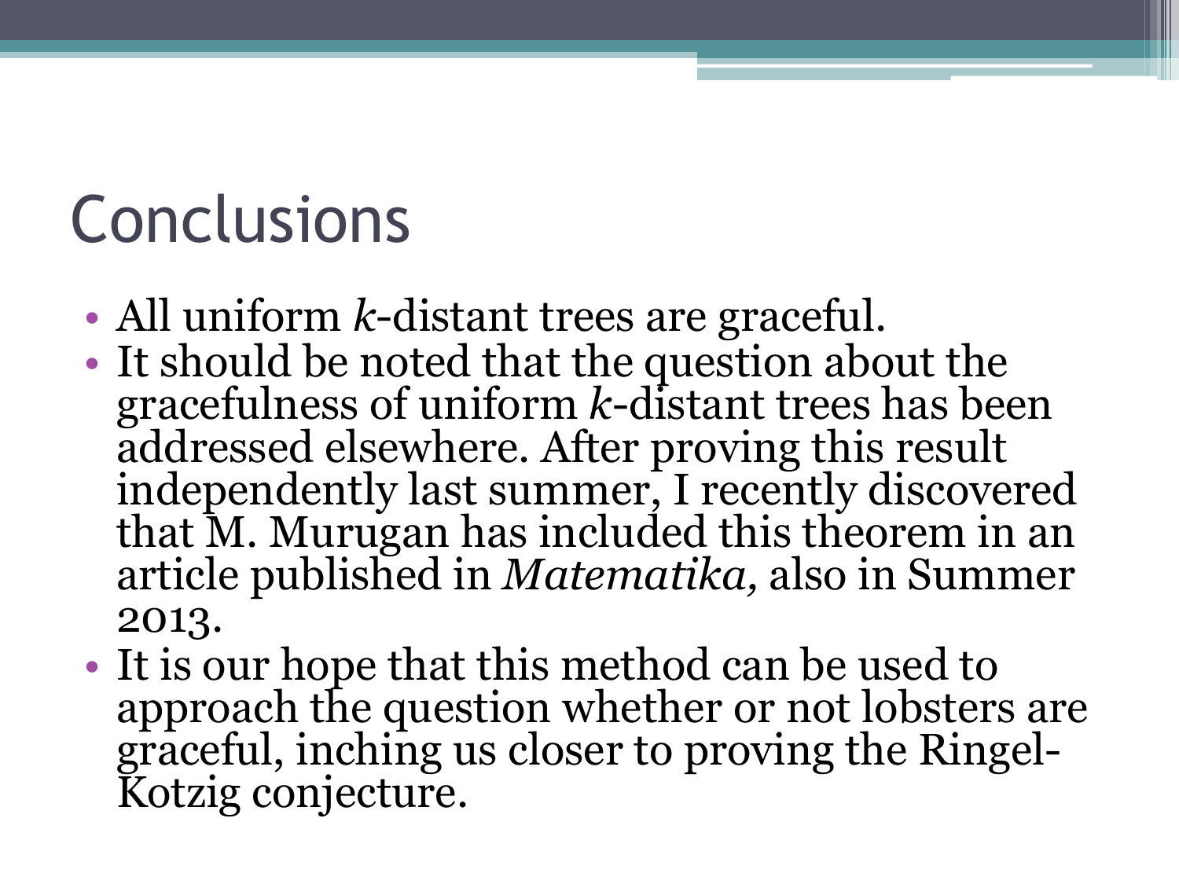# Conclusions

- All uniform $k$-distant trees are graceful.
- It should be noted that the question about the gracefulness of uniform $k$-distant trees has been addressed elsewhere. After proving this result independently last summer, I recently discovered that M. Murugan has included this theorem in an article published in *Matematika,* also in Summer 2013.
- It is our hope that this method can be used to approach the question whether or not lobsters are graceful, inching us closer to proving the Ringel-Kotzig conjecture.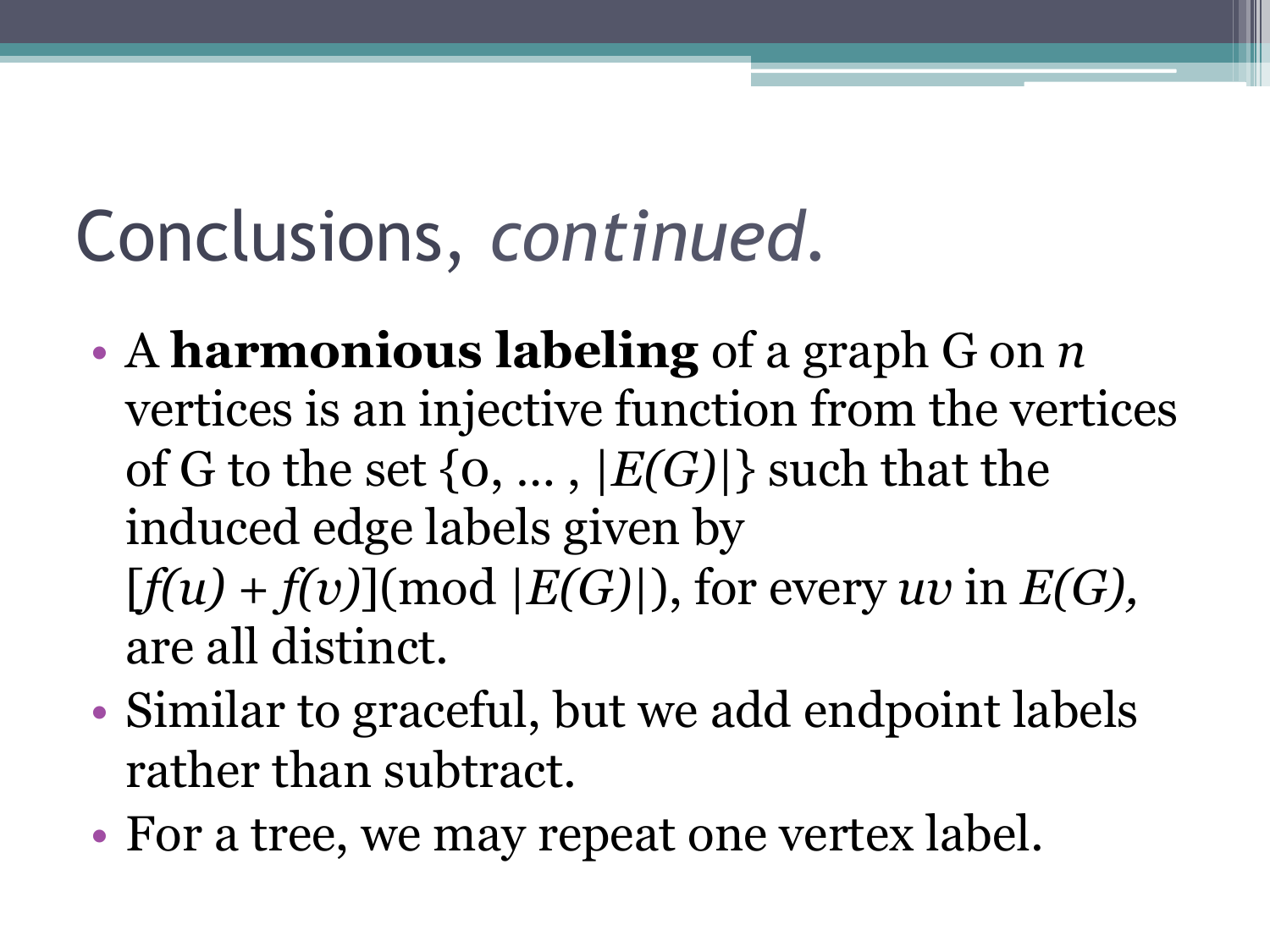# Conclusions, *continued*.

- A **harmonious labeling** of a graph G on $n$ vertices is an injective function from the vertices of G to the set $\{0, \dots, |E(G)|\}$ such that the induced edge labels given by $[f(u) + f(v)] (\text{mod } |E(G)|)$, for every $uv$ in $E(G)$, are all distinct.
- Similar to graceful, but we add endpoint labels rather than subtract.
- For a tree, we may repeat one vertex label.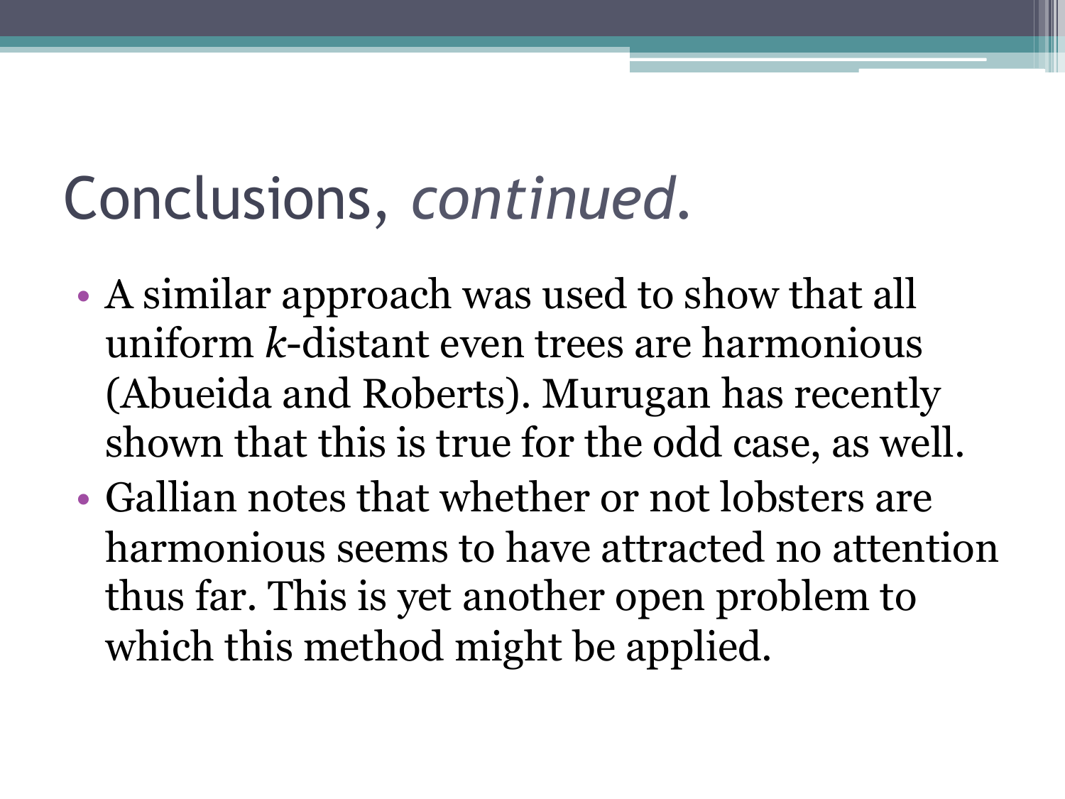# Conclusions, *continued*.

- A similar approach was used to show that all uniform $k$-distant even trees are harmonious (Abueida and Roberts). Murugan has recently shown that this is true for the odd case, as well.
- Gallian notes that whether or not lobsters are harmonious seems to have attracted no attention thus far. This is yet another open problem to which this method might be applied.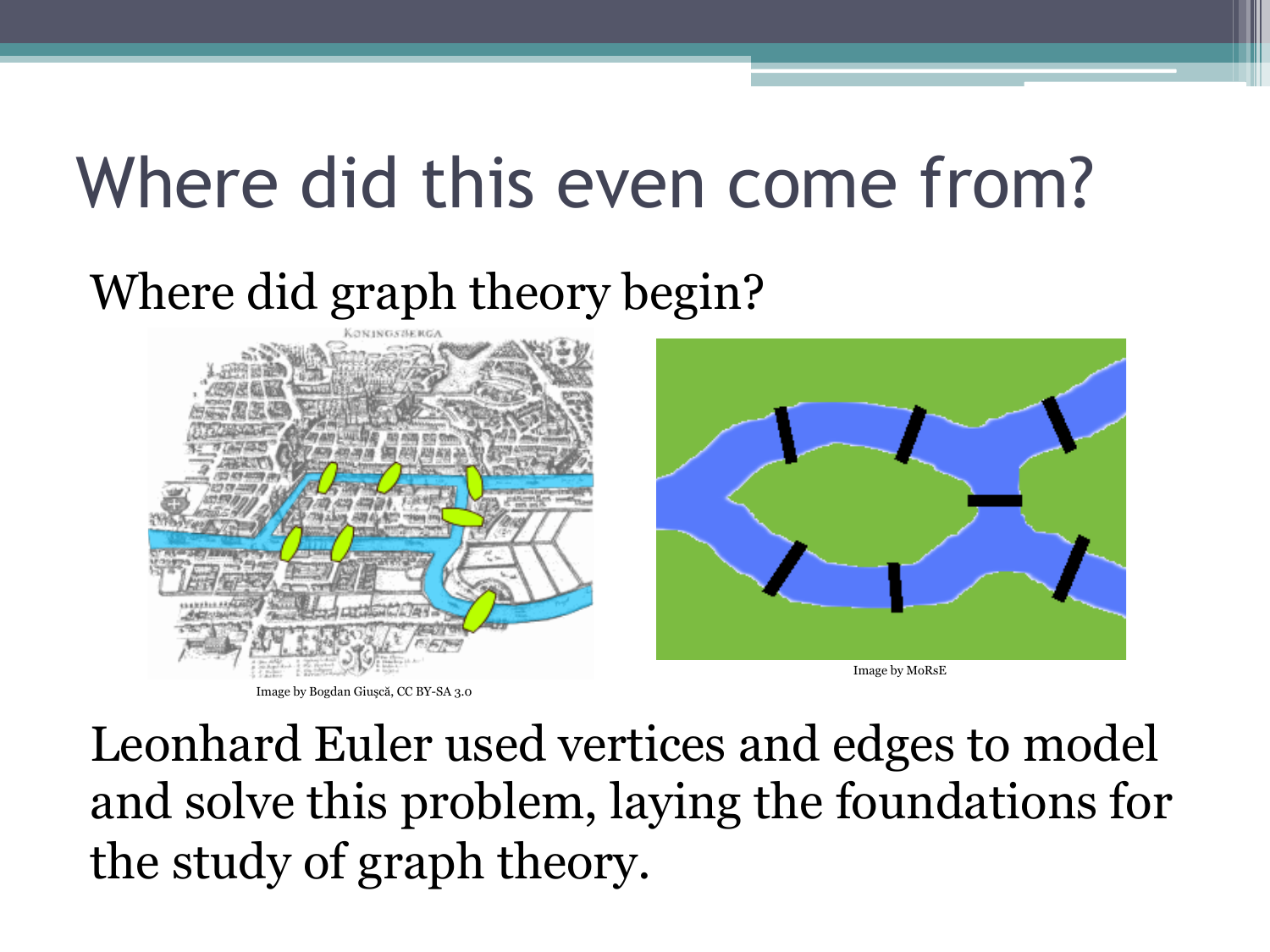# Where did this even come from?

## Where did graph theory begin?

Image by Bogdan Giuşcă, CC BY-SA 3.0

Image by MoRsE

Leonhard Euler used vertices and edges to model and solve this problem, laying the foundations for the study of graph theory.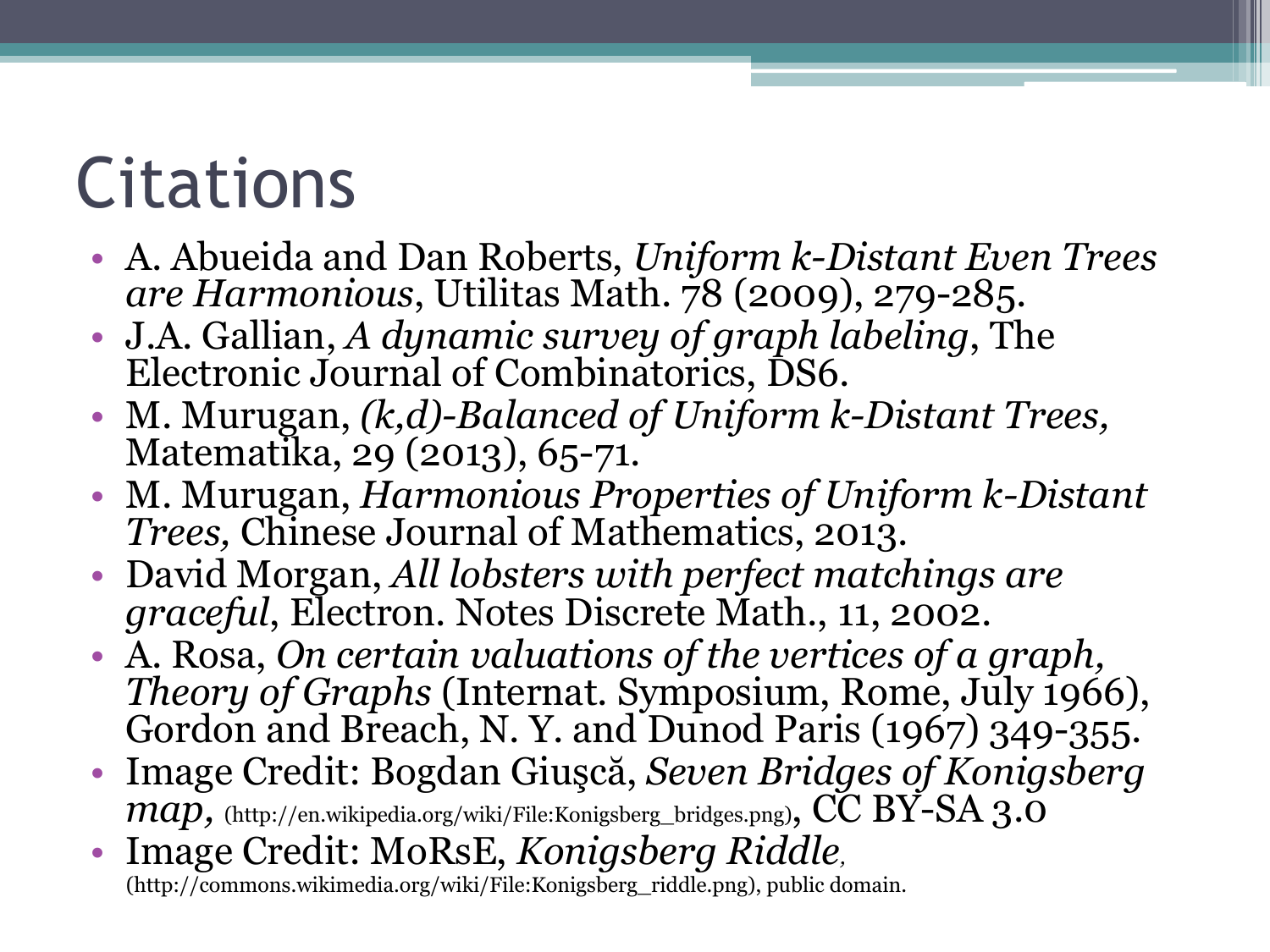# Citations

- A. Abueida and Dan Roberts, *Uniform k-Distant Even Trees are Harmonious*, Utilitas Math. 78 (2009), 279-285.
- J.A. Gallian, *A dynamic survey of graph labeling*, The Electronic Journal of Combinatorics, DS6.
- M. Murugan, *(k,d)-Balanced of Uniform k-Distant Trees,* Matematika, 29 (2013), 65-71.
- M. Murugan, *Harmonious Properties of Uniform k-Distant Trees,* Chinese Journal of Mathematics, 2013.
- David Morgan, *All lobsters with perfect matchings are graceful*, Electron. Notes Discrete Math., 11, 2002.
- A. Rosa, *On certain valuations of the vertices of a graph, Theory of Graphs* (Internat. Symposium, Rome, July 1966), Gordon and Breach, N. Y. and Dunod Paris (1967) 349-355.
- Image Credit: Bogdan Giuşcă, *Seven Bridges of Konigsberg map,* (http://en.wikipedia.org/wiki/File:Konigsberg_bridges.png), CC BY-SA 3.0
- Image Credit: MoRsE, *Konigsberg Riddle*, (http://commons.wikimedia.org/wiki/File:Konigsberg_riddle.png), public domain.